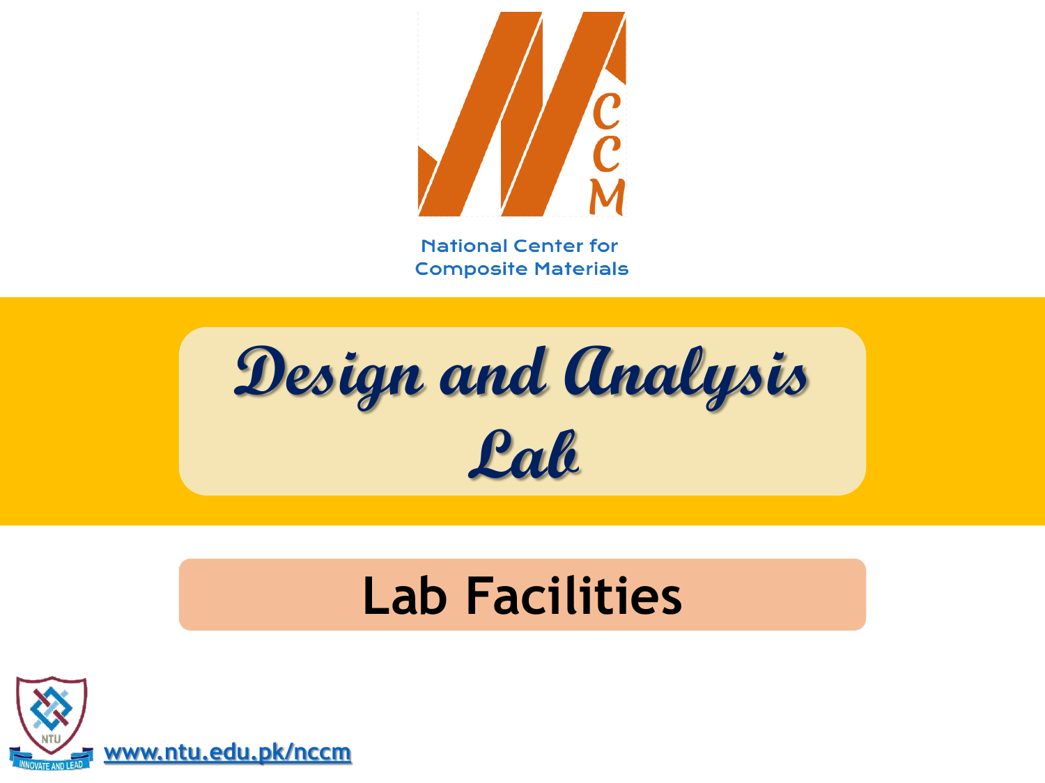NCCM

National Center for
Composite Materials

# Design and Analysis Lab

## Lab Facilities

NTU

INNOVATE AND LEAD

www.ntu.edu.pk/nccm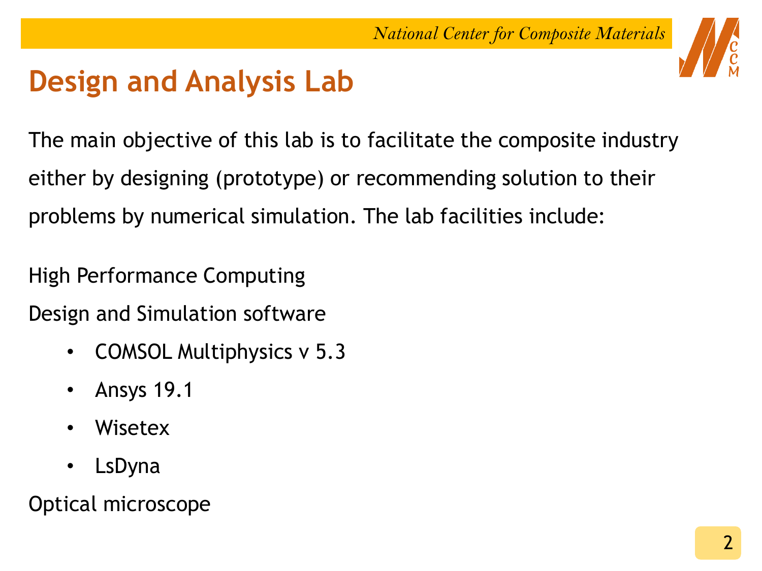# Design and Analysis Lab

The main objective of this lab is to facilitate the composite industry either by designing (prototype) or recommending solution to their problems by numerical simulation. The lab facilities include:

High Performance Computing

Design and Simulation software

- COMSOL Multiphysics v 5.3
- Ansys 19.1
- Wisetex
- LsDyna

Optical microscope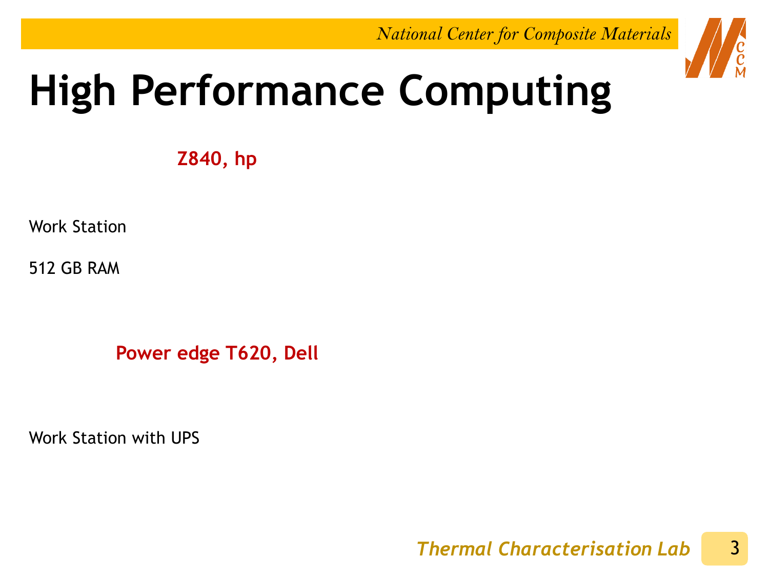# High Performance Computing

**Z840, hp**

Work Station

512 GB RAM

**Power edge T620, Dell**

Work Station with UPS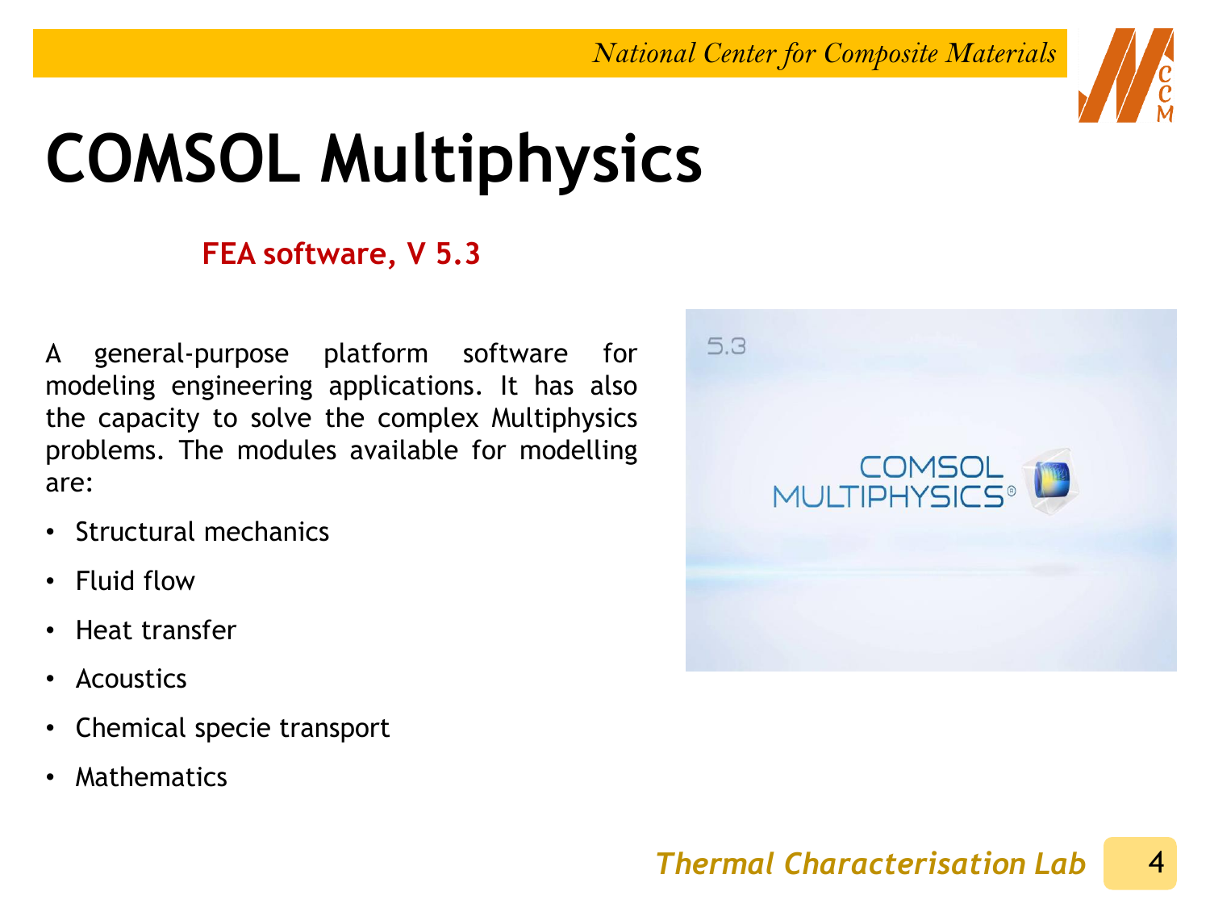# COMSOL Multiphysics

**FEA software, V 5.3**

A general-purpose platform software for modeling engineering applications. It has also the capacity to solve the complex Multiphysics problems. The modules available for modelling are:

- Structural mechanics
- Fluid flow
- Heat transfer
- Acoustics
- Chemical specie transport
- Mathematics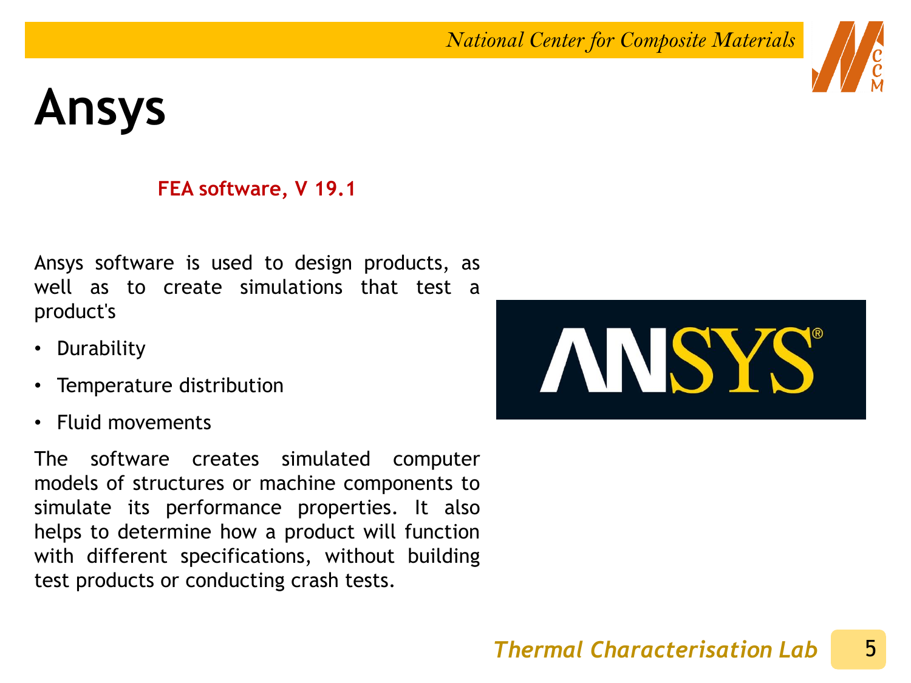# Ansys

**FEA software, V 19.1**

Ansys software is used to design products, as well as to create simulations that test a product's

- Durability
- Temperature distribution
- Fluid movements

The software creates simulated computer models of structures or machine components to simulate its performance properties. It also helps to determine how a product will function with different specifications, without building test products or conducting crash tests.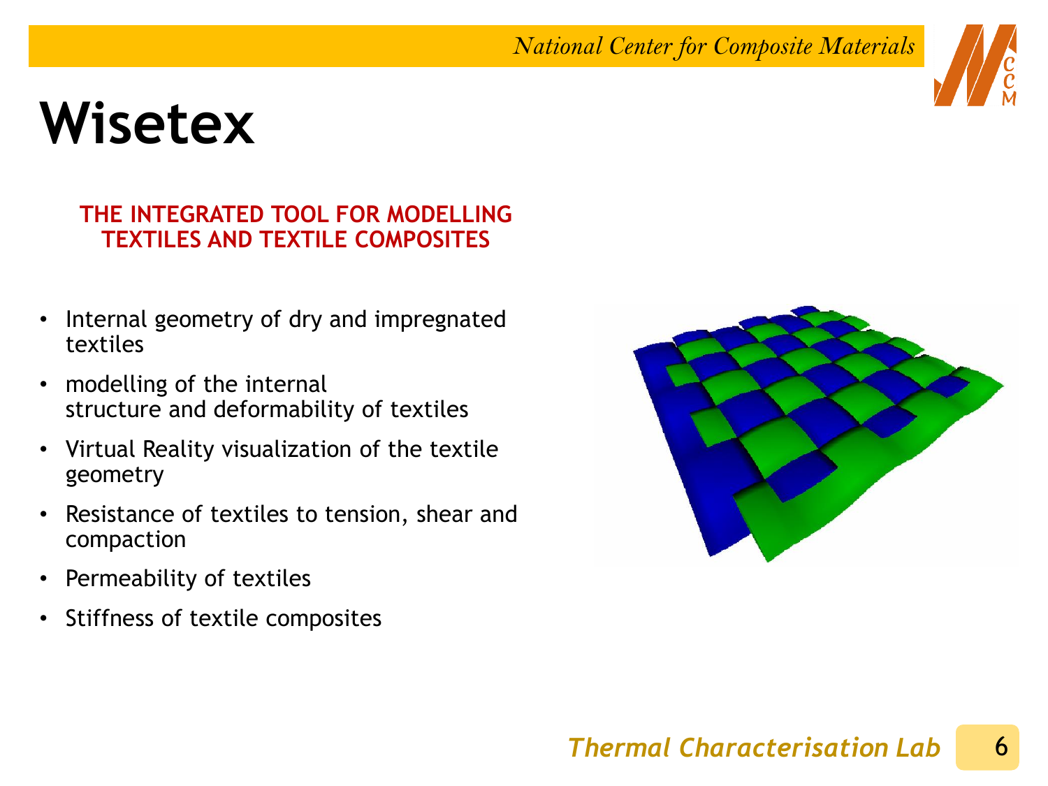# Wisetex

**THE INTEGRATED TOOL FOR MODELLING TEXTILES AND TEXTILE COMPOSITES**

- Internal geometry of dry and impregnated textiles
- modelling of the internal structure and deformability of textiles
- Virtual Reality visualization of the textile geometry
- Resistance of textiles to tension, shear and compaction
- Permeability of textiles
- Stiffness of textile composites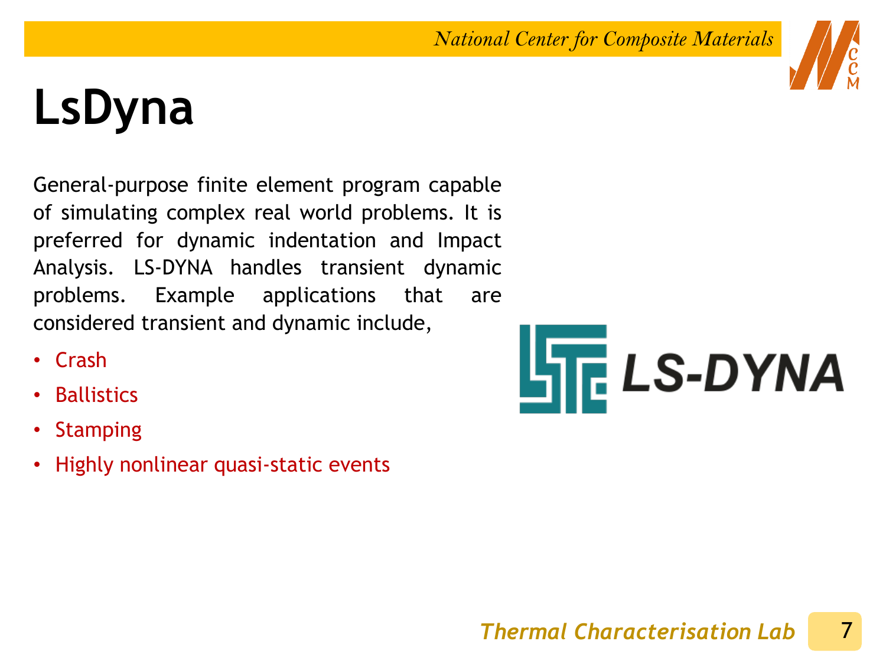# LsDyna

General-purpose finite element program capable of simulating complex real world problems. It is preferred for dynamic indentation and Impact Analysis. LS-DYNA handles transient dynamic problems. Example applications that are considered transient and dynamic include,

- Crash
- Ballistics
- Stamping
- Highly nonlinear quasi-static events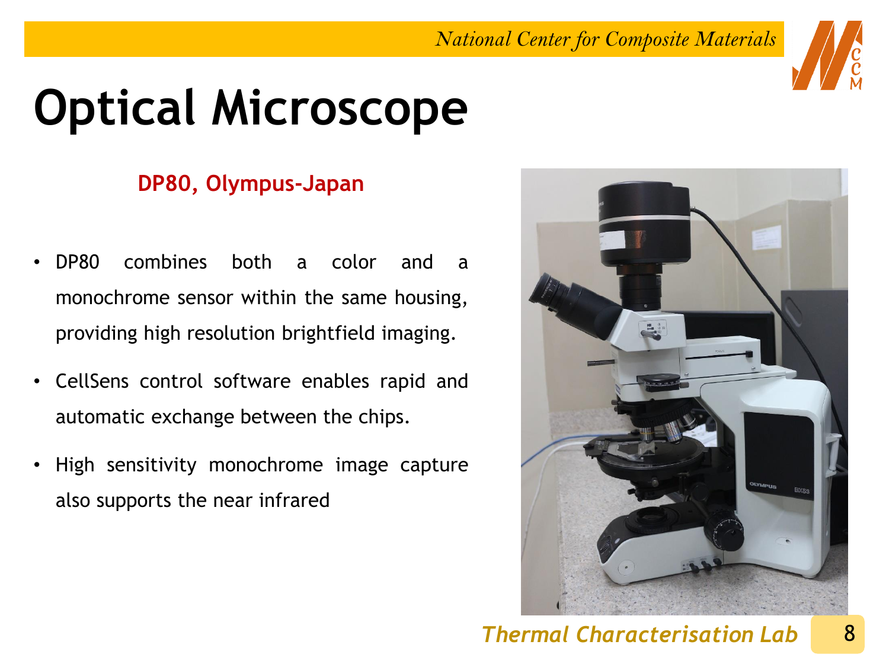# Optical Microscope

**DP80, Olympus-Japan**

- DP80 combines both a color and a monochrome sensor within the same housing, providing high resolution brightfield imaging.
- CellSens control software enables rapid and automatic exchange between the chips.
- High sensitivity monochrome image capture also supports the near infrared